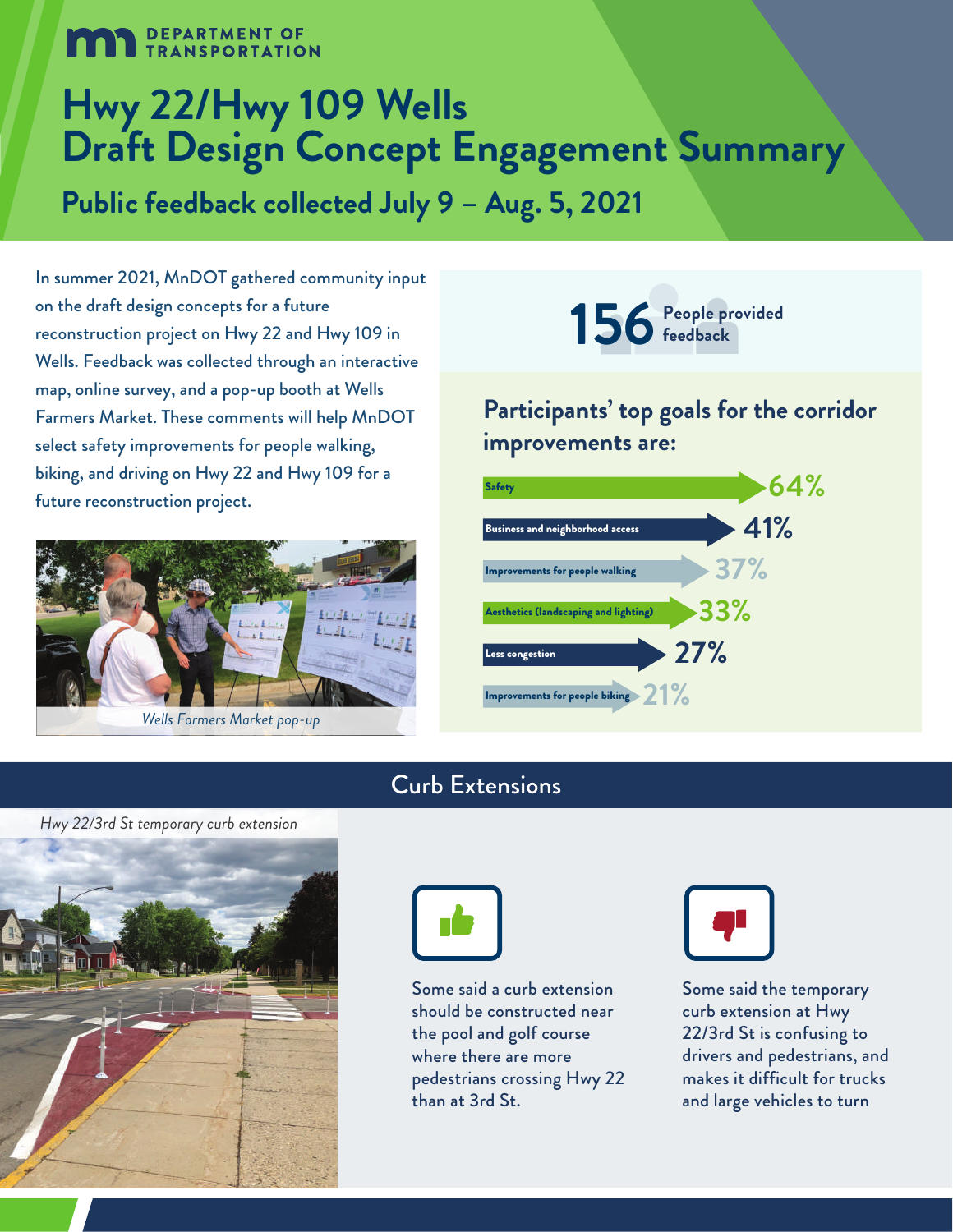DEPARTMENT OF TRANSPORTATION

# Hwy 22/Hwy 109 Wells Draft Design Concept Engagement Summary

## Public feedback collected July 9 – Aug. 5, 2021

In summer 2021, MnDOT gathered community input on the draft design concepts for a future reconstruction project on Hwy 22 and Hwy 109 in Wells. Feedback was collected through an interactive map, online survey, and a pop-up booth at Wells Farmers Market. These comments will help MnDOT select safety improvements for people walking, biking, and driving on Hwy 22 and Hwy 109 for a future reconstruction project.

*Wells Farmers Market pop-up*

**156** People provided feedback

### Participants' top goals for the corridor improvements are:

| Goal | Percentage |
| --- | --- |
| Safety | 64% |
| Business and neighborhood access | 41% |
| Improvements for people walking | 37% |
| Aesthetics (landscaping and lighting) | 33% |
| Less congestion | 27% |
| Improvements for people biking | 21% |

## Curb Extensions

*Hwy 22/3rd St temporary curb extension*

Some said a curb extension should be constructed near the pool and golf course where there are more pedestrians crossing Hwy 22 than at 3rd St.

Some said the temporary curb extension at Hwy 22/3rd St is confusing to drivers and pedestrians, and makes it difficult for trucks and large vehicles to turn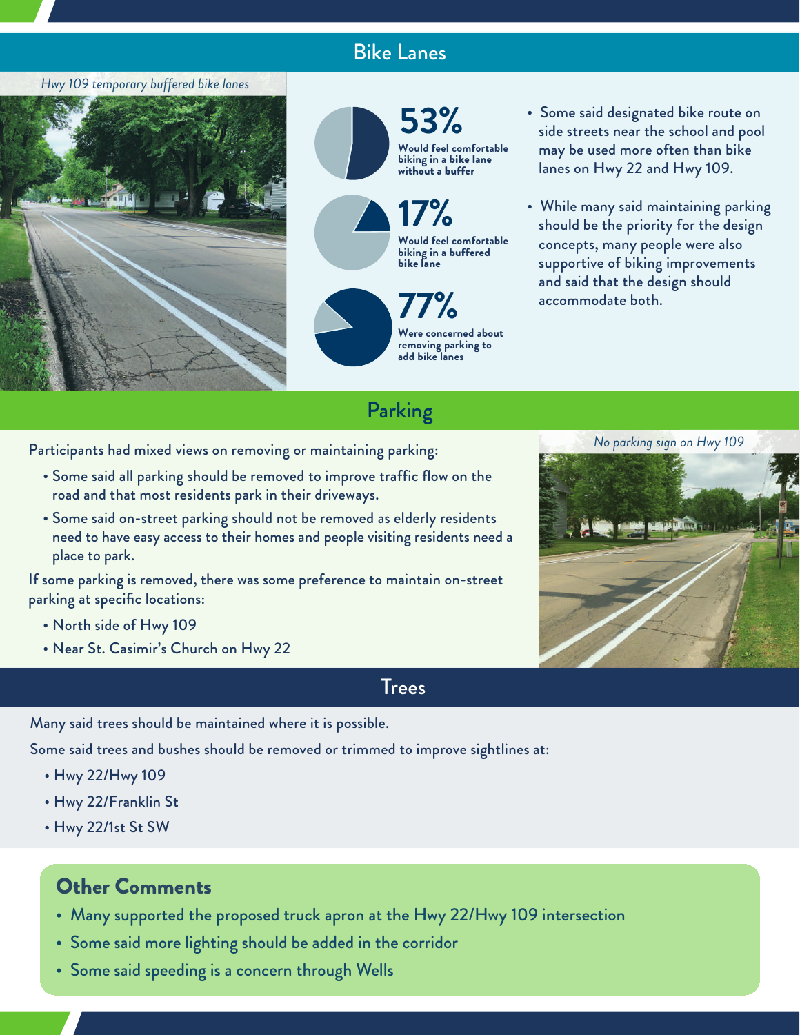## Bike Lanes

*Hwy 109 temporary buffered bike lanes*

**53%**
Would feel comfortable biking in a **bike lane without a buffer**

**17%**
Would feel comfortable biking in a **buffered bike lane**

**77%**
Were concerned about removing parking to add bike lanes

- Some said designated bike route on side streets near the school and pool may be used more often than bike lanes on Hwy 22 and Hwy 109.
- While many said maintaining parking should be the priority for the design concepts, many people were also supportive of biking improvements and said that the design should accommodate both.

## Parking

Participants had mixed views on removing or maintaining parking:

- Some said all parking should be removed to improve traffic flow on the road and that most residents park in their driveways.
- Some said on-street parking should not be removed as elderly residents need to have easy access to their homes and people visiting residents need a place to park.

If some parking is removed, there was some preference to maintain on-street parking at specific locations:

- North side of Hwy 109
- Near St. Casimir's Church on Hwy 22

*No parking sign on Hwy 109*

## Trees

Many said trees should be maintained where it is possible.

Some said trees and bushes should be removed or trimmed to improve sightlines at:

- Hwy 22/Hwy 109
- Hwy 22/Franklin St
- Hwy 22/1st St SW

## Other Comments

- Many supported the proposed truck apron at the Hwy 22/Hwy 109 intersection
- Some said more lighting should be added in the corridor
- Some said speeding is a concern through Wells